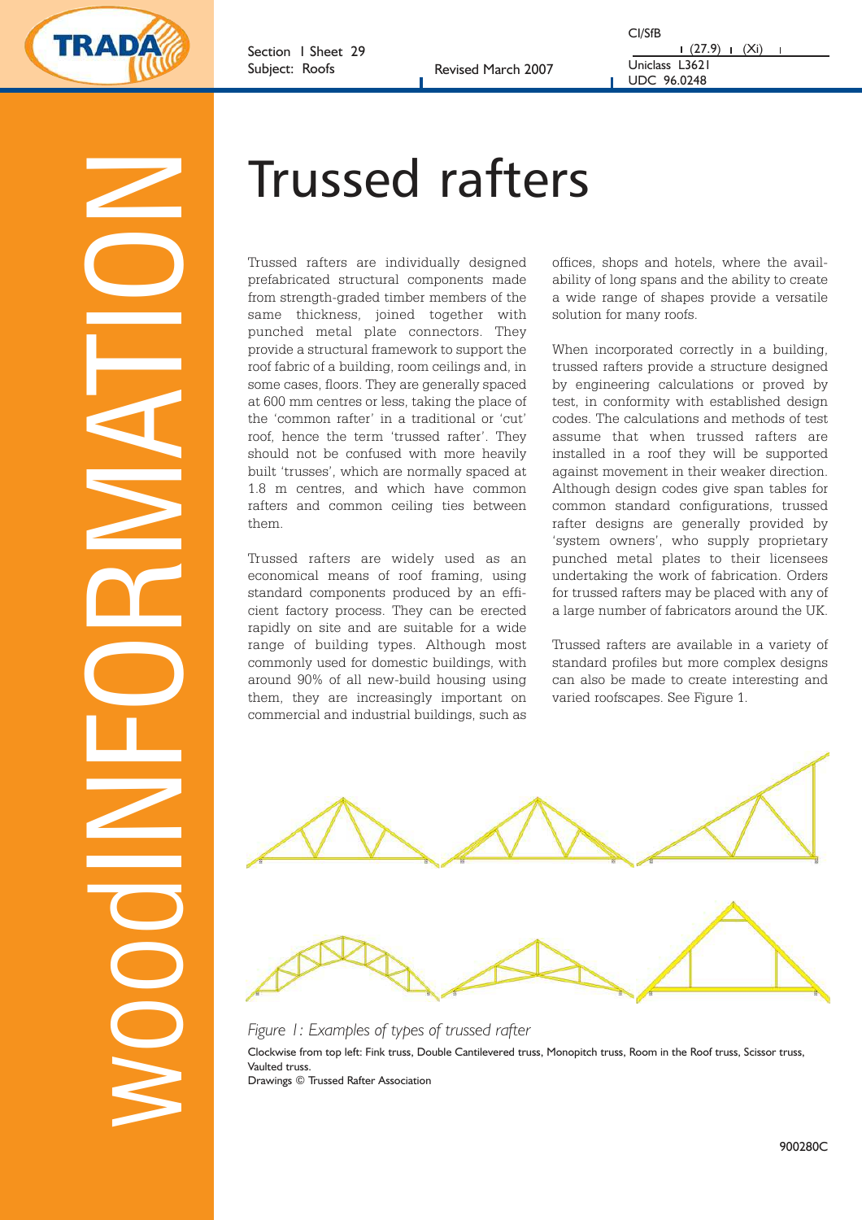Section 1 Sheet 29
Subject: Roofs

Revised March 2007

CI/SfB (27.9) (Xi)
Uniclass L3621
UDC 96.0248

# Trussed rafters

Trussed rafters are individually designed prefabricated structural components made from strength-graded timber members of the same thickness, joined together with punched metal plate connectors. They provide a structural framework to support the roof fabric of a building, room ceilings and, in some cases, floors. They are generally spaced at 600 mm centres or less, taking the place of the 'common rafter' in a traditional or 'cut' roof, hence the term 'trussed rafter'. They should not be confused with more heavily built 'trusses', which are normally spaced at 1.8 m centres, and which have common rafters and common ceiling ties between them.

Trussed rafters are widely used as an economical means of roof framing, using standard components produced by an efficient factory process. They can be erected rapidly on site and are suitable for a wide range of building types. Although most commonly used for domestic buildings, with around 90% of all new-build housing using them, they are increasingly important on commercial and industrial buildings, such as offices, shops and hotels, where the availability of long spans and the ability to create a wide range of shapes provide a versatile solution for many roofs.

When incorporated correctly in a building, trussed rafters provide a structure designed by engineering calculations or proved by test, in conformity with established design codes. The calculations and methods of test assume that when trussed rafters are installed in a roof they will be supported against movement in their weaker direction. Although design codes give span tables for common standard configurations, trussed rafter designs are generally provided by 'system owners', who supply proprietary punched metal plates to their licensees undertaking the work of fabrication. Orders for trussed rafters may be placed with any of a large number of fabricators around the UK.

Trussed rafters are available in a variety of standard profiles but more complex designs can also be made to create interesting and varied roofscapes. See Figure 1.

*Figure 1: Examples of types of trussed rafter*

Clockwise from top left: Fink truss, Double Cantilevered truss, Monopitch truss, Room in the Roof truss, Scissor truss, Vaulted truss.
Drawings © Trussed Rafter Association

900280C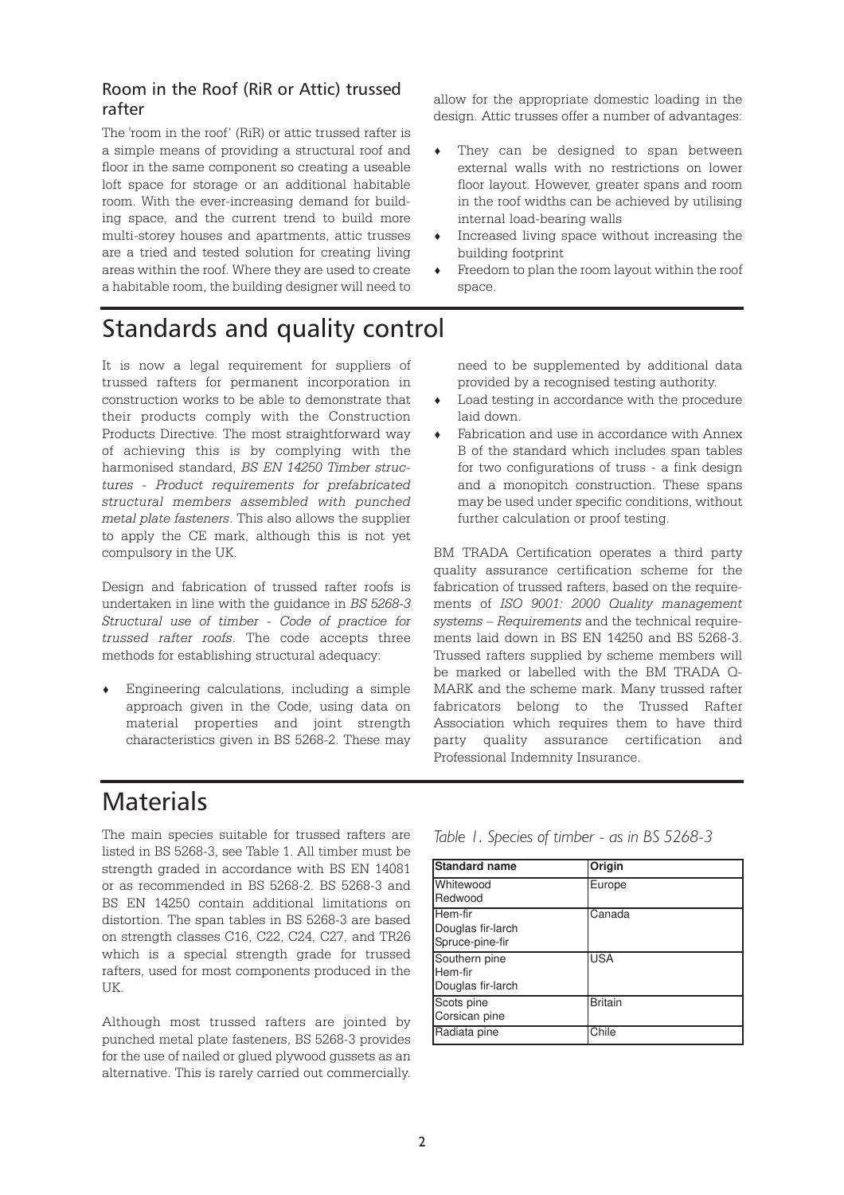### Room in the Roof (RiR or Attic) trussed rafter

The 'room in the roof' (RiR) or attic trussed rafter is a simple means of providing a structural roof and floor in the same component so creating a useable loft space for storage or an additional habitable room. With the ever-increasing demand for building space, and the current trend to build more multi-storey houses and apartments, attic trusses are a tried and tested solution for creating living areas within the roof. Where they are used to create a habitable room, the building designer will need to allow for the appropriate domestic loading in the design. Attic trusses offer a number of advantages:

- They can be designed to span between external walls with no restrictions on lower floor layout. However, greater spans and room in the roof widths can be achieved by utilising internal load-bearing walls
- Increased living space without increasing the building footprint
- Freedom to plan the room layout within the roof space.

# Standards and quality control

It is now a legal requirement for suppliers of trussed rafters for permanent incorporation in construction works to be able to demonstrate that their products comply with the Construction Products Directive. The most straightforward way of achieving this is by complying with the harmonised standard, *BS EN 14250 Timber structures - Product requirements for prefabricated structural members assembled with punched metal plate fasteners*. This also allows the supplier to apply the CE mark, although this is not yet compulsory in the UK.

Design and fabrication of trussed rafter roofs is undertaken in line with the guidance in *BS 5268-3 Structural use of timber - Code of practice for trussed rafter roofs*. The code accepts three methods for establishing structural adequacy:

- Engineering calculations, including a simple approach given in the Code, using data on material properties and joint strength characteristics given in BS 5268-2. These may need to be supplemented by additional data provided by a recognised testing authority.
- Load testing in accordance with the procedure laid down.
- Fabrication and use in accordance with Annex B of the standard which includes span tables for two configurations of truss - a fink design and a monopitch construction. These spans may be used under specific conditions, without further calculation or proof testing.

BM TRADA Certification operates a third party quality assurance certification scheme for the fabrication of trussed rafters, based on the requirements of *ISO 9001: 2000 Quality management systems – Requirements* and the technical requirements laid down in BS EN 14250 and BS 5268-3. Trussed rafters supplied by scheme members will be marked or labelled with the BM TRADA Q-MARK and the scheme mark. Many trussed rafter fabricators belong to the Trussed Rafter Association which requires them to have third party quality assurance certification and Professional Indemnity Insurance.

# Materials

The main species suitable for trussed rafters are listed in BS 5268-3, see Table 1. All timber must be strength graded in accordance with BS EN 14081 or as recommended in BS 5268-2. BS 5268-3 and BS EN 14250 contain additional limitations on distortion. The span tables in BS 5268-3 are based on strength classes C16, C22, C24, C27, and TR26 which is a special strength grade for trussed rafters, used for most components produced in the UK.

Although most trussed rafters are jointed by punched metal plate fasteners, BS 5268-3 provides for the use of nailed or glued plywood gussets as an alternative. This is rarely carried out commercially.

*Table 1. Species of timber - as in BS 5268-3*

| Standard name | Origin |
|---|---|
| Whitewood<br>Redwood | Europe |
| Hem-fir<br>Douglas fir-larch<br>Spruce-pine-fir | Canada |
| Southern pine<br>Hem-fir<br>Douglas fir-larch | USA |
| Scots pine<br>Corsican pine | Britain |
| Radiata pine | Chile |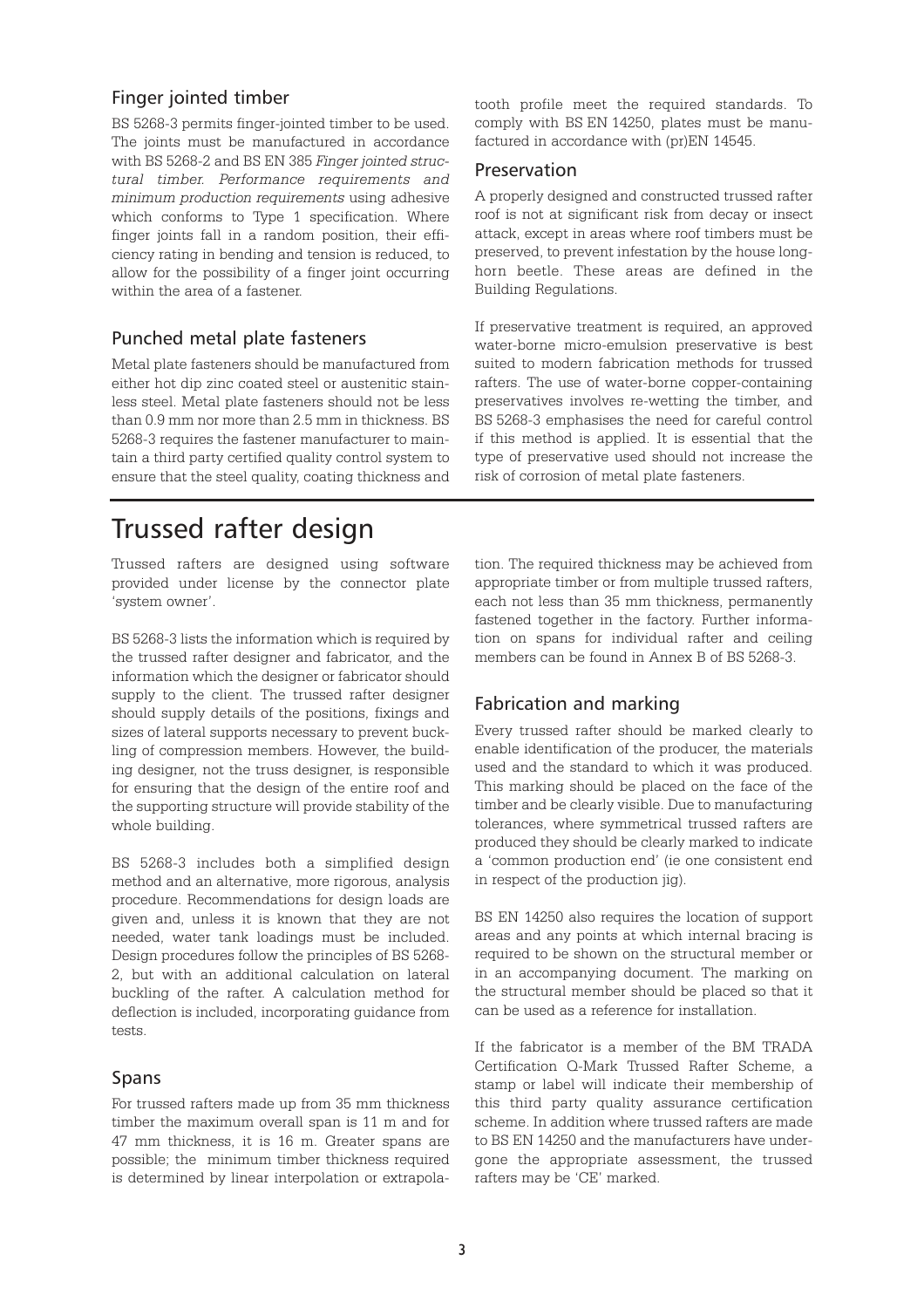## Finger jointed timber

BS 5268-3 permits finger-jointed timber to be used. The joints must be manufactured in accordance with BS 5268-2 and BS EN 385 *Finger jointed structural timber. Performance requirements and minimum production requirements* using adhesive which conforms to Type 1 specification. Where finger joints fall in a random position, their efficiency rating in bending and tension is reduced, to allow for the possibility of a finger joint occurring within the area of a fastener.

## Punched metal plate fasteners

Metal plate fasteners should be manufactured from either hot dip zinc coated steel or austenitic stainless steel. Metal plate fasteners should not be less than 0.9 mm nor more than 2.5 mm in thickness. BS 5268-3 requires the fastener manufacturer to maintain a third party certified quality control system to ensure that the steel quality, coating thickness and tooth profile meet the required standards. To comply with BS EN 14250, plates must be manufactured in accordance with (pr)EN 14545.

## Preservation

A properly designed and constructed trussed rafter roof is not at significant risk from decay or insect attack, except in areas where roof timbers must be preserved, to prevent infestation by the house longhorn beetle. These areas are defined in the Building Regulations.

If preservative treatment is required, an approved water-borne micro-emulsion preservative is best suited to modern fabrication methods for trussed rafters. The use of water-borne copper-containing preservatives involves re-wetting the timber, and BS 5268-3 emphasises the need for careful control if this method is applied. It is essential that the type of preservative used should not increase the risk of corrosion of metal plate fasteners.

# Trussed rafter design

Trussed rafters are designed using software provided under license by the connector plate 'system owner'.

BS 5268-3 lists the information which is required by the trussed rafter designer and fabricator, and the information which the designer or fabricator should supply to the client. The trussed rafter designer should supply details of the positions, fixings and sizes of lateral supports necessary to prevent buckling of compression members. However, the building designer, not the truss designer, is responsible for ensuring that the design of the entire roof and the supporting structure will provide stability of the whole building.

BS 5268-3 includes both a simplified design method and an alternative, more rigorous, analysis procedure. Recommendations for design loads are given and, unless it is known that they are not needed, water tank loadings must be included. Design procedures follow the principles of BS 5268-2, but with an additional calculation on lateral buckling of the rafter. A calculation method for deflection is included, incorporating guidance from tests.

## Spans

For trussed rafters made up from 35 mm thickness timber the maximum overall span is 11 m and for 47 mm thickness, it is 16 m. Greater spans are possible; the minimum timber thickness required is determined by linear interpolation or extrapolation. The required thickness may be achieved from appropriate timber or from multiple trussed rafters, each not less than 35 mm thickness, permanently fastened together in the factory. Further information on spans for individual rafter and ceiling members can be found in Annex B of BS 5268-3.

## Fabrication and marking

Every trussed rafter should be marked clearly to enable identification of the producer, the materials used and the standard to which it was produced. This marking should be placed on the face of the timber and be clearly visible. Due to manufacturing tolerances, where symmetrical trussed rafters are produced they should be clearly marked to indicate a 'common production end' (ie one consistent end in respect of the production jig).

BS EN 14250 also requires the location of support areas and any points at which internal bracing is required to be shown on the structural member or in an accompanying document. The marking on the structural member should be placed so that it can be used as a reference for installation.

If the fabricator is a member of the BM TRADA Certification Q-Mark Trussed Rafter Scheme, a stamp or label will indicate their membership of this third party quality assurance certification scheme. In addition where trussed rafters are made to BS EN 14250 and the manufacturers have undergone the appropriate assessment, the trussed rafters may be 'CE' marked.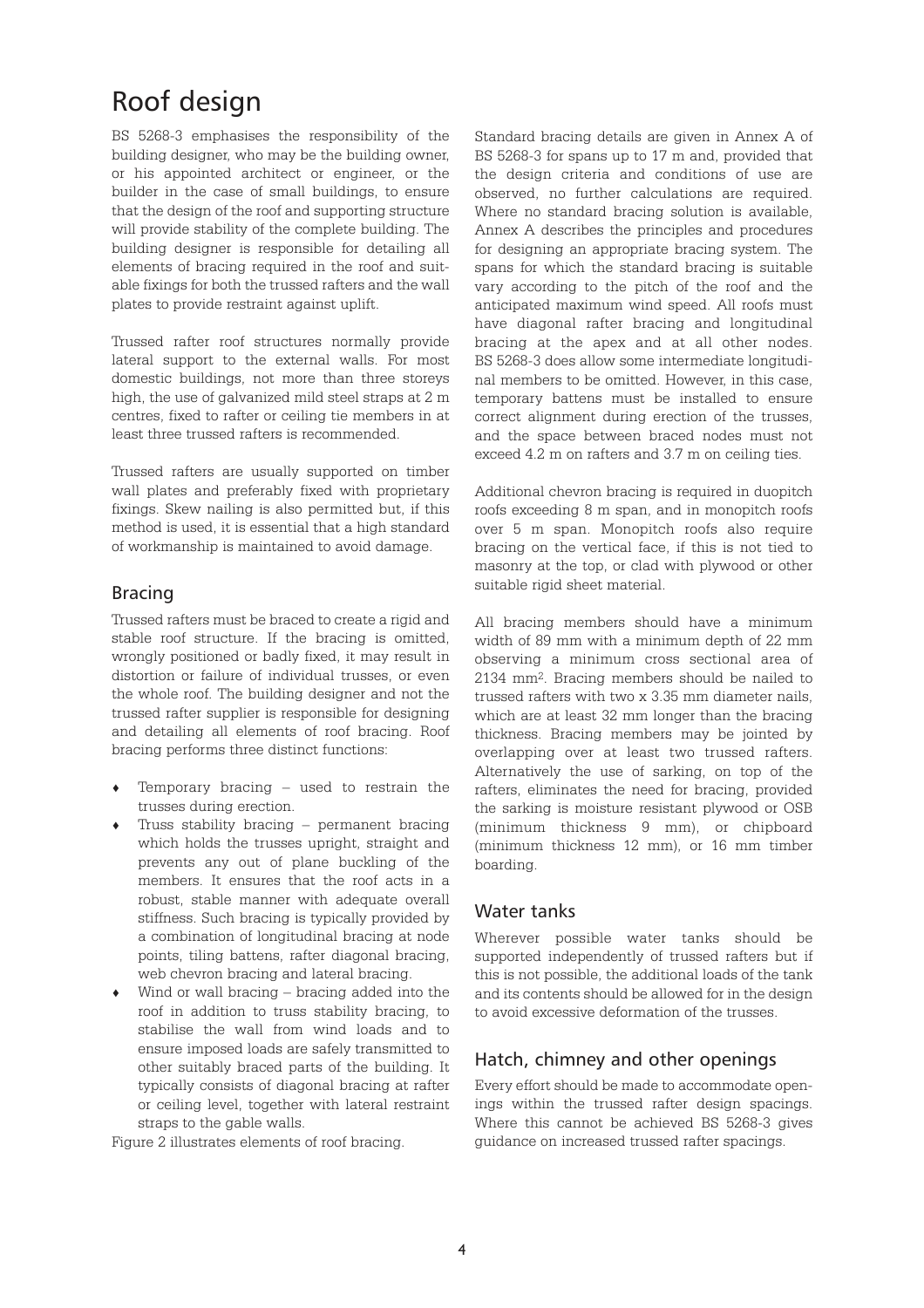# Roof design

BS 5268-3 emphasises the responsibility of the building designer, who may be the building owner, or his appointed architect or engineer, or the builder in the case of small buildings, to ensure that the design of the roof and supporting structure will provide stability of the complete building. The building designer is responsible for detailing all elements of bracing required in the roof and suitable fixings for both the trussed rafters and the wall plates to provide restraint against uplift.

Trussed rafter roof structures normally provide lateral support to the external walls. For most domestic buildings, not more than three storeys high, the use of galvanized mild steel straps at 2 m centres, fixed to rafter or ceiling tie members in at least three trussed rafters is recommended.

Trussed rafters are usually supported on timber wall plates and preferably fixed with proprietary fixings. Skew nailing is also permitted but, if this method is used, it is essential that a high standard of workmanship is maintained to avoid damage.

## Bracing

Trussed rafters must be braced to create a rigid and stable roof structure. If the bracing is omitted, wrongly positioned or badly fixed, it may result in distortion or failure of individual trusses, or even the whole roof. The building designer and not the trussed rafter supplier is responsible for designing and detailing all elements of roof bracing. Roof bracing performs three distinct functions:

- Temporary bracing – used to restrain the trusses during erection.
- Truss stability bracing – permanent bracing which holds the trusses upright, straight and prevents any out of plane buckling of the members. It ensures that the roof acts in a robust, stable manner with adequate overall stiffness. Such bracing is typically provided by a combination of longitudinal bracing at node points, tiling battens, rafter diagonal bracing, web chevron bracing and lateral bracing.
- Wind or wall bracing – bracing added into the roof in addition to truss stability bracing, to stabilise the wall from wind loads and to ensure imposed loads are safely transmitted to other suitably braced parts of the building. It typically consists of diagonal bracing at rafter or ceiling level, together with lateral restraint straps to the gable walls.

Figure 2 illustrates elements of roof bracing.

Standard bracing details are given in Annex A of BS 5268-3 for spans up to 17 m and, provided that the design criteria and conditions of use are observed, no further calculations are required. Where no standard bracing solution is available, Annex A describes the principles and procedures for designing an appropriate bracing system. The spans for which the standard bracing is suitable vary according to the pitch of the roof and the anticipated maximum wind speed. All roofs must have diagonal rafter bracing and longitudinal bracing at the apex and at all other nodes. BS 5268-3 does allow some intermediate longitudinal members to be omitted. However, in this case, temporary battens must be installed to ensure correct alignment during erection of the trusses, and the space between braced nodes must not exceed 4.2 m on rafters and 3.7 m on ceiling ties.

Additional chevron bracing is required in duopitch roofs exceeding 8 m span, and in monopitch roofs over 5 m span. Monopitch roofs also require bracing on the vertical face, if this is not tied to masonry at the top, or clad with plywood or other suitable rigid sheet material.

All bracing members should have a minimum width of 89 mm with a minimum depth of 22 mm observing a minimum cross sectional area of 2134 mm$^2$. Bracing members should be nailed to trussed rafters with two x 3.35 mm diameter nails, which are at least 32 mm longer than the bracing thickness. Bracing members may be jointed by overlapping over at least two trussed rafters. Alternatively the use of sarking, on top of the rafters, eliminates the need for bracing, provided the sarking is moisture resistant plywood or OSB (minimum thickness 9 mm), or chipboard (minimum thickness 12 mm), or 16 mm timber boarding.

## Water tanks

Wherever possible water tanks should be supported independently of trussed rafters but if this is not possible, the additional loads of the tank and its contents should be allowed for in the design to avoid excessive deformation of the trusses.

## Hatch, chimney and other openings

Every effort should be made to accommodate openings within the trussed rafter design spacings. Where this cannot be achieved BS 5268-3 gives guidance on increased trussed rafter spacings.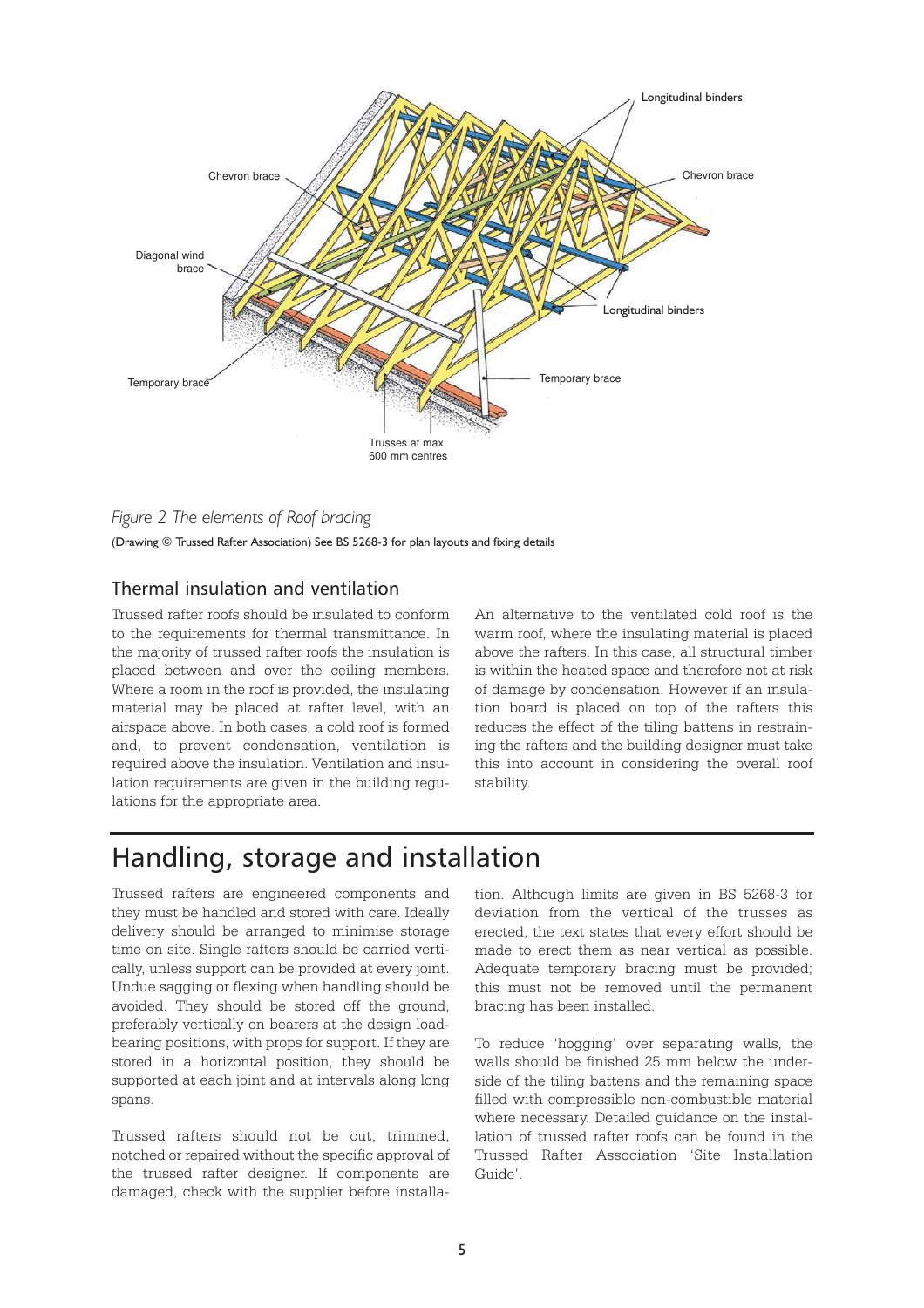*Figure 2 The elements of Roof bracing*

(Drawing © Trussed Rafter Association) See BS 5268-3 for plan layouts and fixing details

## Thermal insulation and ventilation

Trussed rafter roofs should be insulated to conform to the requirements for thermal transmittance. In the majority of trussed rafter roofs the insulation is placed between and over the ceiling members. Where a room in the roof is provided, the insulating material may be placed at rafter level, with an airspace above. In both cases, a cold roof is formed and, to prevent condensation, ventilation is required above the insulation. Ventilation and insulation requirements are given in the building regulations for the appropriate area.

An alternative to the ventilated cold roof is the warm roof, where the insulating material is placed above the rafters. In this case, all structural timber is within the heated space and therefore not at risk of damage by condensation. However if an insulation board is placed on top of the rafters this reduces the effect of the tiling battens in restraining the rafters and the building designer must take this into account in considering the overall roof stability.

# Handling, storage and installation

Trussed rafters are engineered components and they must be handled and stored with care. Ideally delivery should be arranged to minimise storage time on site. Single rafters should be carried vertically, unless support can be provided at every joint. Undue sagging or flexing when handling should be avoided. They should be stored off the ground, preferably vertically on bearers at the design loadbearing positions, with props for support. If they are stored in a horizontal position, they should be supported at each joint and at intervals along long spans.

Trussed rafters should not be cut, trimmed, notched or repaired without the specific approval of the trussed rafter designer. If components are damaged, check with the supplier before installation. Although limits are given in BS 5268-3 for deviation from the vertical of the trusses as erected, the text states that every effort should be made to erect them as near vertical as possible. Adequate temporary bracing must be provided; this must not be removed until the permanent bracing has been installed.

To reduce 'hogging' over separating walls, the walls should be finished 25 mm below the underside of the tiling battens and the remaining space filled with compressible non-combustible material where necessary. Detailed guidance on the installation of trussed rafter roofs can be found in the Trussed Rafter Association 'Site Installation Guide'.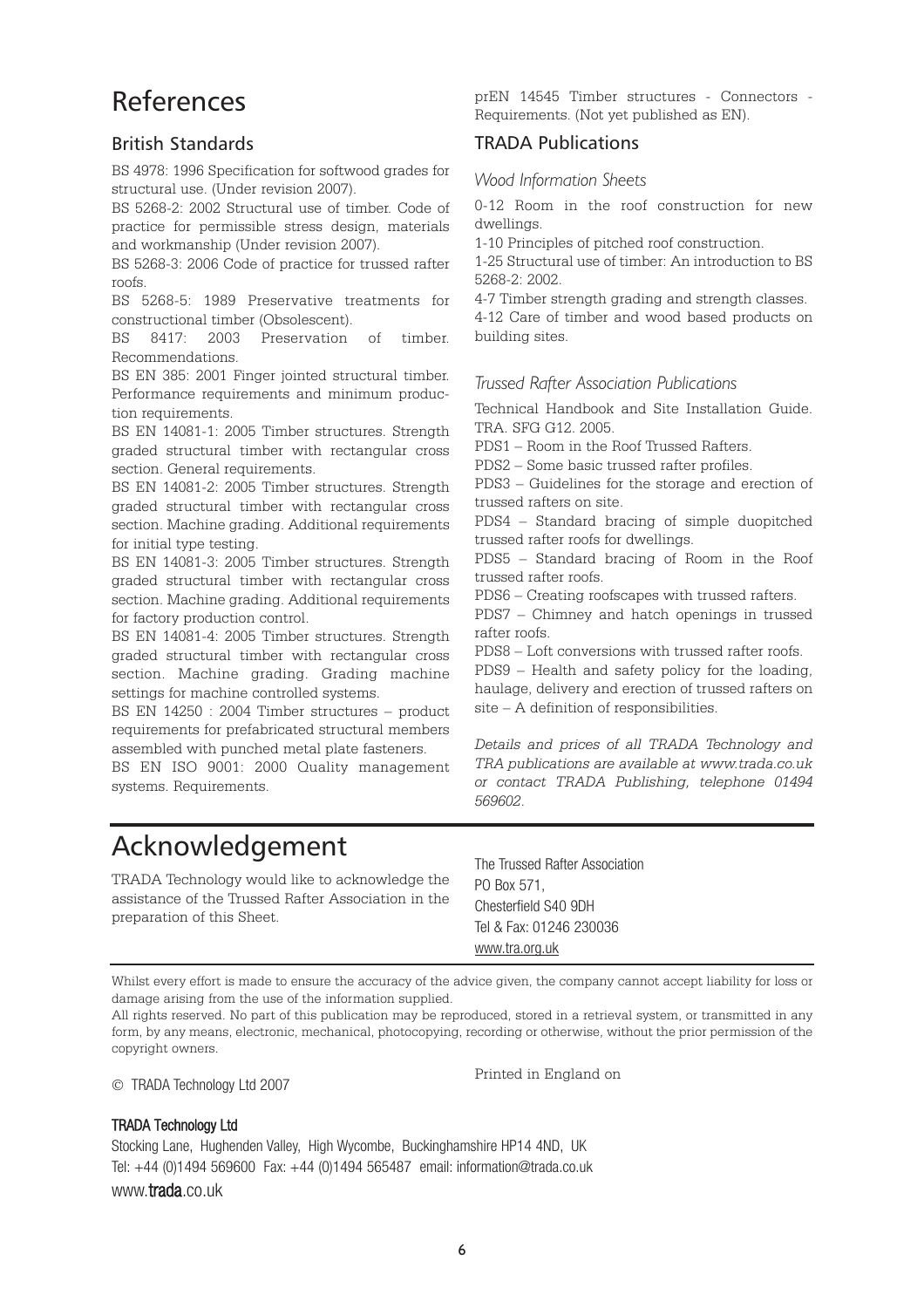# References

## British Standards

BS 4978: 1996 Specification for softwood grades for structural use. (Under revision 2007).

BS 5268-2: 2002 Structural use of timber. Code of practice for permissible stress design, materials and workmanship (Under revision 2007).

BS 5268-3: 2006 Code of practice for trussed rafter roofs.

BS 5268-5: 1989 Preservative treatments for constructional timber (Obsolescent).

BS 8417: 2003 Preservation of timber. Recommendations.

BS EN 385: 2001 Finger jointed structural timber. Performance requirements and minimum production requirements.

BS EN 14081-1: 2005 Timber structures. Strength graded structural timber with rectangular cross section. General requirements.

BS EN 14081-2: 2005 Timber structures. Strength graded structural timber with rectangular cross section. Machine grading. Additional requirements for initial type testing.

BS EN 14081-3: 2005 Timber structures. Strength graded structural timber with rectangular cross section. Machine grading. Additional requirements for factory production control.

BS EN 14081-4: 2005 Timber structures. Strength graded structural timber with rectangular cross section. Machine grading. Grading machine settings for machine controlled systems.

BS EN 14250 : 2004 Timber structures – product requirements for prefabricated structural members assembled with punched metal plate fasteners.

BS EN ISO 9001: 2000 Quality management systems. Requirements.

prEN 14545 Timber structures - Connectors - Requirements. (Not yet published as EN).

## TRADA Publications

### *Wood Information Sheets*

0-12 Room in the roof construction for new dwellings.

1-10 Principles of pitched roof construction.

1-25 Structural use of timber: An introduction to BS 5268-2: 2002.

4-7 Timber strength grading and strength classes.

4-12 Care of timber and wood based products on building sites.

### *Trussed Rafter Association Publications*

Technical Handbook and Site Installation Guide. TRA. SFG G12. 2005.

PDS1 – Room in the Roof Trussed Rafters.

PDS2 – Some basic trussed rafter profiles.

PDS3 – Guidelines for the storage and erection of trussed rafters on site.

PDS4 – Standard bracing of simple duopitched trussed rafter roofs for dwellings.

PDS5 – Standard bracing of Room in the Roof trussed rafter roofs.

PDS6 – Creating roofscapes with trussed rafters.

PDS7 – Chimney and hatch openings in trussed rafter roofs.

PDS8 – Loft conversions with trussed rafter roofs.

PDS9 – Health and safety policy for the loading, haulage, delivery and erection of trussed rafters on site – A definition of responsibilities.

*Details and prices of all TRADA Technology and TRA publications are available at www.trada.co.uk or contact TRADA Publishing, telephone 01494 569602.*

# Acknowledgement

TRADA Technology would like to acknowledge the assistance of the Trussed Rafter Association in the preparation of this Sheet.

The Trussed Rafter Association
PO Box 571,
Chesterfield S40 9DH
Tel & Fax: 01246 230036
www.tra.org.uk

Whilst every effort is made to ensure the accuracy of the advice given, the company cannot accept liability for loss or damage arising from the use of the information supplied.

All rights reserved. No part of this publication may be reproduced, stored in a retrieval system, or transmitted in any form, by any means, electronic, mechanical, photocopying, recording or otherwise, without the prior permission of the copyright owners.

© TRADA Technology Ltd 2007

Printed in England on

**TRADA Technology Ltd**

Stocking Lane, Hughenden Valley, High Wycombe, Buckinghamshire HP14 4ND, UK
Tel: +44 (0)1494 569600 Fax: +44 (0)1494 565487 email: information@trada.co.uk
www.**trada**.co.uk